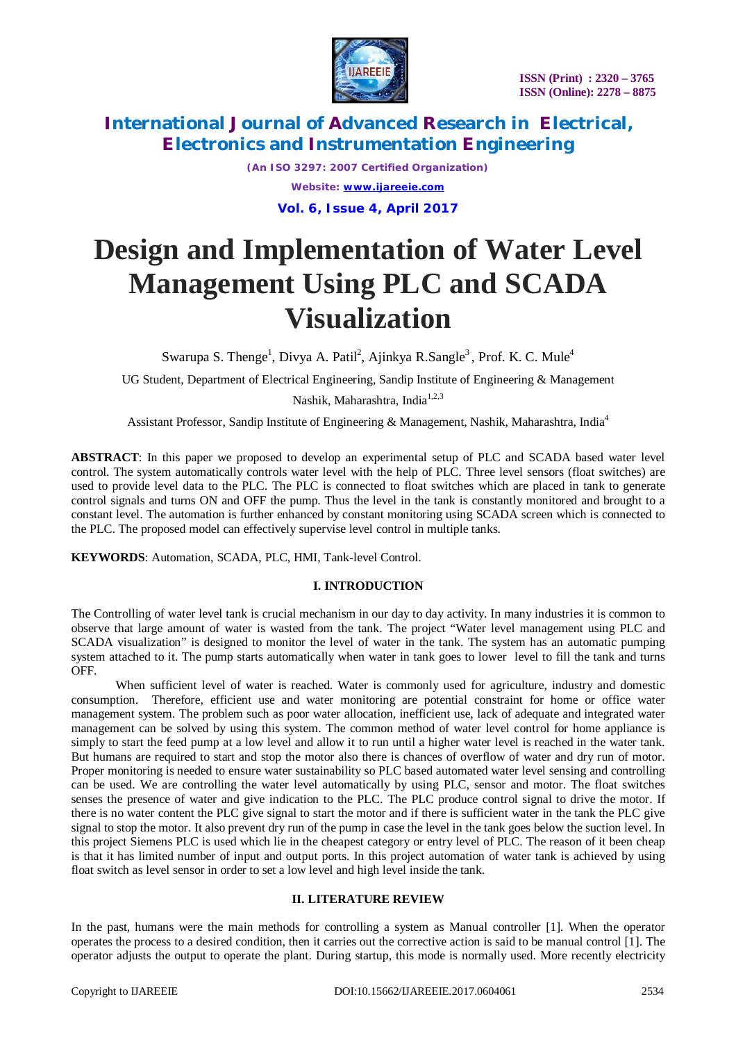# Design and Implementation of Water Level Management Using PLC and SCADA Visualization

Swarupa S. Thenge[1], Divya A. Patil[2], Ajinkya R.Sangle[3], Prof. K. C. Mule[4]

UG Student, Department of Electrical Engineering, Sandip Institute of Engineering & Management Nashik, Maharashtra, India[1,2,3]

Assistant Professor, Sandip Institute of Engineering & Management, Nashik, Maharashtra, India[4]

**ABSTRACT**: In this paper we proposed to develop an experimental setup of PLC and SCADA based water level control. The system automatically controls water level with the help of PLC. Three level sensors (float switches) are used to provide level data to the PLC. The PLC is connected to float switches which are placed in tank to generate control signals and turns ON and OFF the pump. Thus the level in the tank is constantly monitored and brought to a constant level. The automation is further enhanced by constant monitoring using SCADA screen which is connected to the PLC. The proposed model can effectively supervise level control in multiple tanks.

**KEYWORDS**: Automation, SCADA, PLC, HMI, Tank-level Control.

## I. INTRODUCTION

The Controlling of water level tank is crucial mechanism in our day to day activity. In many industries it is common to observe that large amount of water is wasted from the tank. The project "Water level management using PLC and SCADA visualization" is designed to monitor the level of water in the tank. The system has an automatic pumping system attached to it. The pump starts automatically when water in tank goes to lower level to fill the tank and turns OFF.

When sufficient level of water is reached. Water is commonly used for agriculture, industry and domestic consumption. Therefore, efficient use and water monitoring are potential constraint for home or office water management system. The problem such as poor water allocation, inefficient use, lack of adequate and integrated water management can be solved by using this system. The common method of water level control for home appliance is simply to start the feed pump at a low level and allow it to run until a higher water level is reached in the water tank. But humans are required to start and stop the motor also there is chances of overflow of water and dry run of motor. Proper monitoring is needed to ensure water sustainability so PLC based automated water level sensing and controlling can be used. We are controlling the water level automatically by using PLC, sensor and motor. The float switches senses the presence of water and give indication to the PLC. The PLC produce control signal to drive the motor. If there is no water content the PLC give signal to start the motor and if there is sufficient water in the tank the PLC give signal to stop the motor. It also prevent dry run of the pump in case the level in the tank goes below the suction level. In this project Siemens PLC is used which lie in the cheapest category or entry level of PLC. The reason of it been cheap is that it has limited number of input and output ports. In this project automation of water tank is achieved by using float switch as level sensor in order to set a low level and high level inside the tank.

## II. LITERATURE REVIEW

In the past, humans were the main methods for controlling a system as Manual controller [1]. When the operator operates the process to a desired condition, then it carries out the corrective action is said to be manual control [1]. The operator adjusts the output to operate the plant. During startup, this mode is normally used. More recently electricity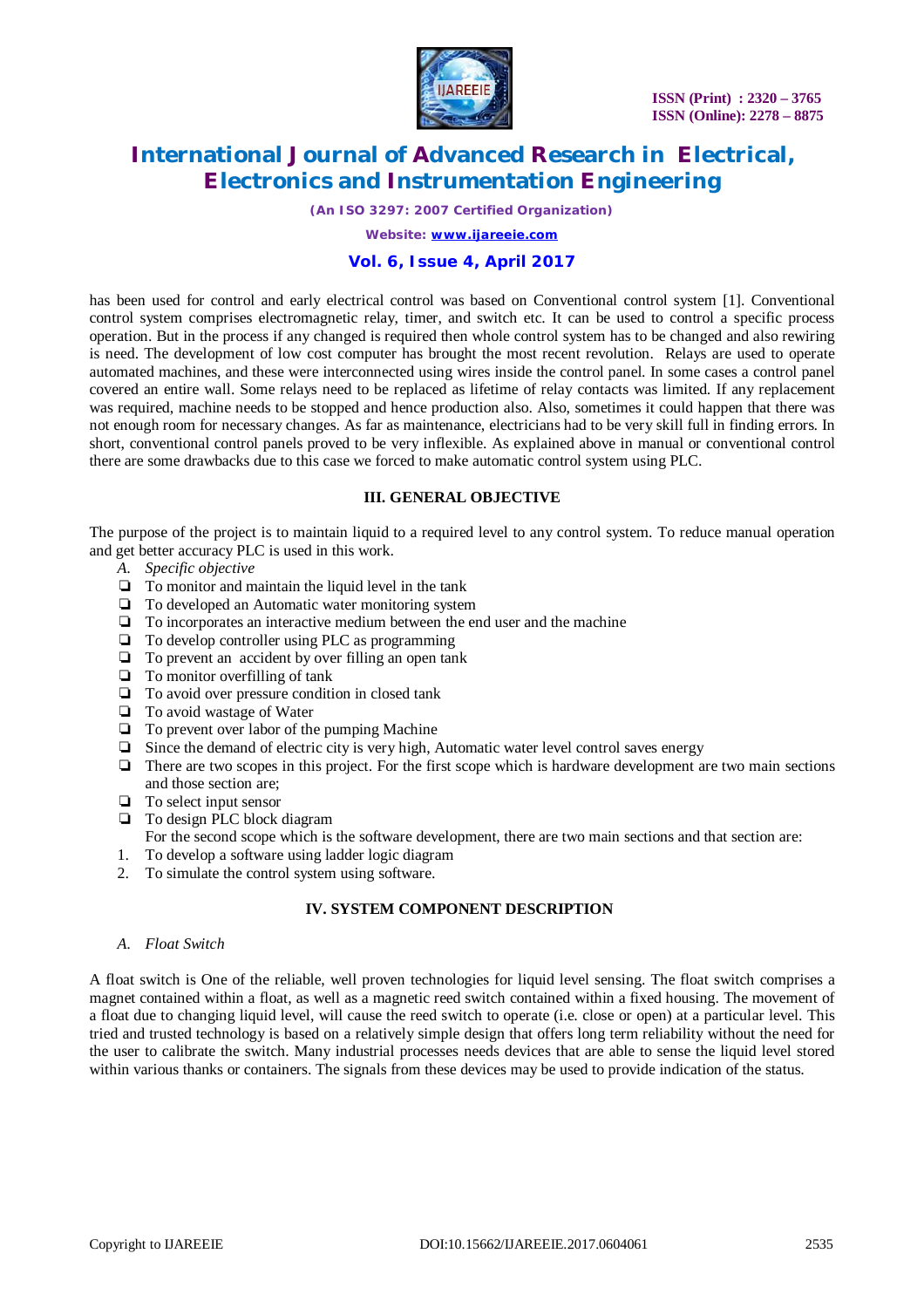has been used for control and early electrical control was based on Conventional control system [1]. Conventional control system comprises electromagnetic relay, timer, and switch etc. It can be used to control a specific process operation. But in the process if any changed is required then whole control system has to be changed and also rewiring is need. The development of low cost computer has brought the most recent revolution. Relays are used to operate automated machines, and these were interconnected using wires inside the control panel. In some cases a control panel covered an entire wall. Some relays need to be replaced as lifetime of relay contacts was limited. If any replacement was required, machine needs to be stopped and hence production also. Also, sometimes it could happen that there was not enough room for necessary changes. As far as maintenance, electricians had to be very skill full in finding errors. In short, conventional control panels proved to be very inflexible. As explained above in manual or conventional control there are some drawbacks due to this case we forced to make automatic control system using PLC.

## III. GENERAL OBJECTIVE

The purpose of the project is to maintain liquid to a required level to any control system. To reduce manual operation and get better accuracy PLC is used in this work.

*A. Specific objective*

- To monitor and maintain the liquid level in the tank
- To developed an Automatic water monitoring system
- To incorporates an interactive medium between the end user and the machine
- To develop controller using PLC as programming
- To prevent an accident by over filling an open tank
- To monitor overfilling of tank
- To avoid over pressure condition in closed tank
- To avoid wastage of Water
- To prevent over labor of the pumping Machine
- Since the demand of electric city is very high, Automatic water level control saves energy
- There are two scopes in this project. For the first scope which is hardware development are two main sections and those section are;
- To select input sensor
- To design PLC block diagram

For the second scope which is the software development, there are two main sections and that section are:

1. To develop a software using ladder logic diagram
2. To simulate the control system using software.

## IV. SYSTEM COMPONENT DESCRIPTION

*A. Float Switch*

A float switch is One of the reliable, well proven technologies for liquid level sensing. The float switch comprises a magnet contained within a float, as well as a magnetic reed switch contained within a fixed housing. The movement of a float due to changing liquid level, will cause the reed switch to operate (i.e. close or open) at a particular level. This tried and trusted technology is based on a relatively simple design that offers long term reliability without the need for the user to calibrate the switch. Many industrial processes needs devices that are able to sense the liquid level stored within various thanks or containers. The signals from these devices may be used to provide indication of the status.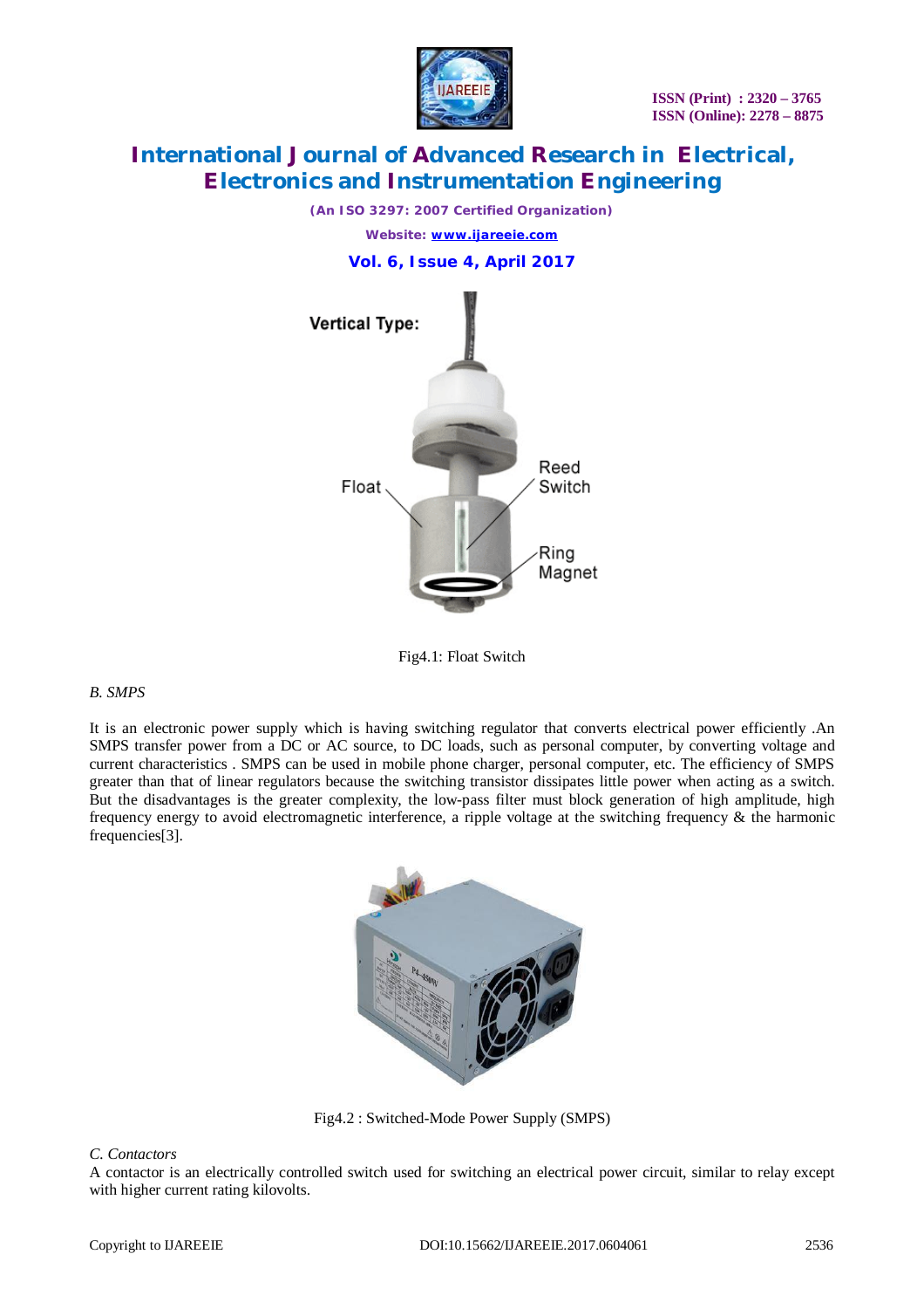Fig4.1: Float Switch

*B. SMPS*

It is an electronic power supply which is having switching regulator that converts electrical power efficiently .An SMPS transfer power from a DC or AC source, to DC loads, such as personal computer, by converting voltage and current characteristics . SMPS can be used in mobile phone charger, personal computer, etc. The efficiency of SMPS greater than that of linear regulators because the switching transistor dissipates little power when acting as a switch. But the disadvantages is the greater complexity, the low-pass filter must block generation of high amplitude, high frequency energy to avoid electromagnetic interference, a ripple voltage at the switching frequency & the harmonic frequencies[3].

Fig4.2 : Switched-Mode Power Supply (SMPS)

*C. Contactors*

A contactor is an electrically controlled switch used for switching an electrical power circuit, similar to relay except with higher current rating kilovolts.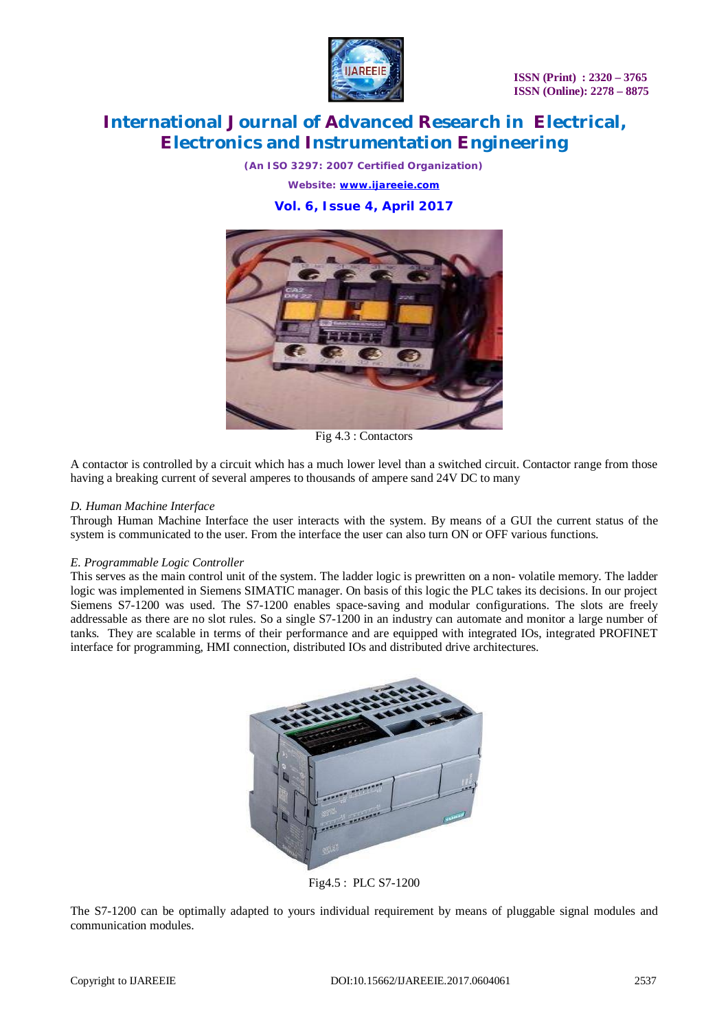Fig 4.3 : Contactors

A contactor is controlled by a circuit which has a much lower level than a switched circuit. Contactor range from those having a breaking current of several amperes to thousands of ampere sand 24V DC to many

*D. Human Machine Interface*

Through Human Machine Interface the user interacts with the system. By means of a GUI the current status of the system is communicated to the user. From the interface the user can also turn ON or OFF various functions.

*E. Programmable Logic Controller*

This serves as the main control unit of the system. The ladder logic is prewritten on a non- volatile memory. The ladder logic was implemented in Siemens SIMATIC manager. On basis of this logic the PLC takes its decisions. In our project Siemens S7-1200 was used. The S7-1200 enables space-saving and modular configurations. The slots are freely addressable as there are no slot rules. So a single S7-1200 in an industry can automate and monitor a large number of tanks. They are scalable in terms of their performance and are equipped with integrated IOs, integrated PROFINET interface for programming, HMI connection, distributed IOs and distributed drive architectures.

Fig4.5 : PLC S7-1200

The S7-1200 can be optimally adapted to yours individual requirement by means of pluggable signal modules and communication modules.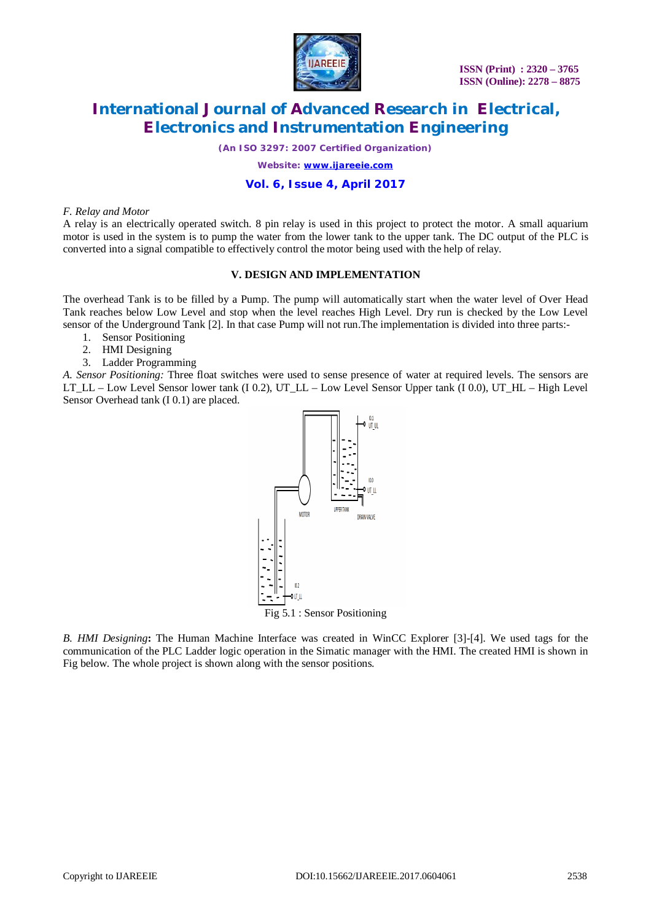*F. Relay and Motor*

A relay is an electrically operated switch. 8 pin relay is used in this project to protect the motor. A small aquarium motor is used in the system is to pump the water from the lower tank to the upper tank. The DC output of the PLC is converted into a signal compatible to effectively control the motor being used with the help of relay.

### V. DESIGN AND IMPLEMENTATION

The overhead Tank is to be filled by a Pump. The pump will automatically start when the water level of Over Head Tank reaches below Low Level and stop when the level reaches High Level. Dry run is checked by the Low Level sensor of the Underground Tank [2]. In that case Pump will not run.The implementation is divided into three parts:-

1. Sensor Positioning
2. HMI Designing
3. Ladder Programming

*A. Sensor Positioning:* Three float switches were used to sense presence of water at required levels. The sensors are LT_LL – Low Level Sensor lower tank (I 0.2), UT_LL – Low Level Sensor Upper tank (I 0.0), UT_HL – High Level Sensor Overhead tank (I 0.1) are placed.

Fig 5.1 : Sensor Positioning

*B. HMI Designing***:** The Human Machine Interface was created in WinCC Explorer [3]-[4]. We used tags for the communication of the PLC Ladder logic operation in the Simatic manager with the HMI. The created HMI is shown in Fig below. The whole project is shown along with the sensor positions.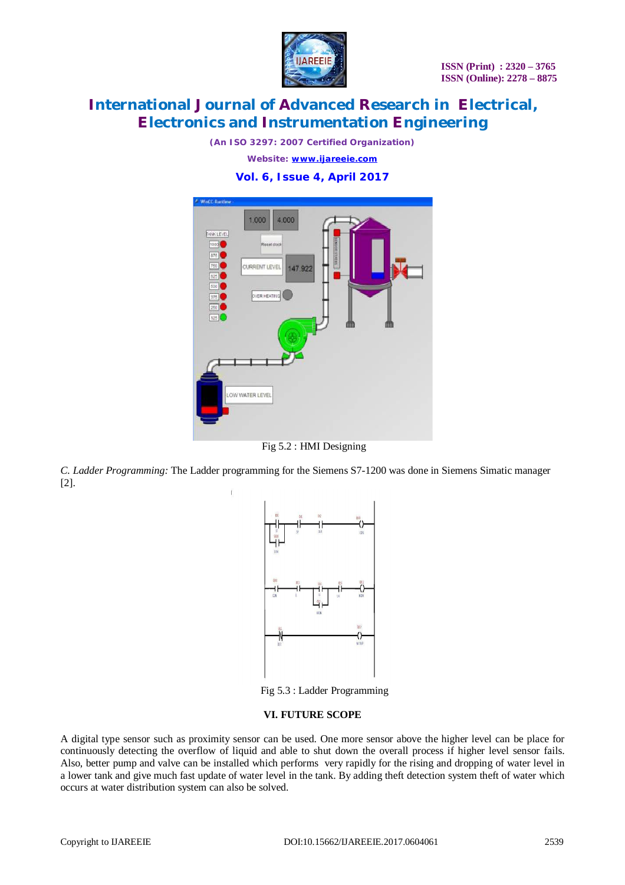Fig 5.2 : HMI Designing

*C. Ladder Programming:* The Ladder programming for the Siemens S7-1200 was done in Siemens Simatic manager [2].

Fig 5.3 : Ladder Programming

## VI. FUTURE SCOPE

A digital type sensor such as proximity sensor can be used. One more sensor above the higher level can be place for continuously detecting the overflow of liquid and able to shut down the overall process if higher level sensor fails. Also, better pump and valve can be installed which performs very rapidly for the rising and dropping of water level in a lower tank and give much fast update of water level in the tank. By adding theft detection system theft of water which occurs at water distribution system can also be solved.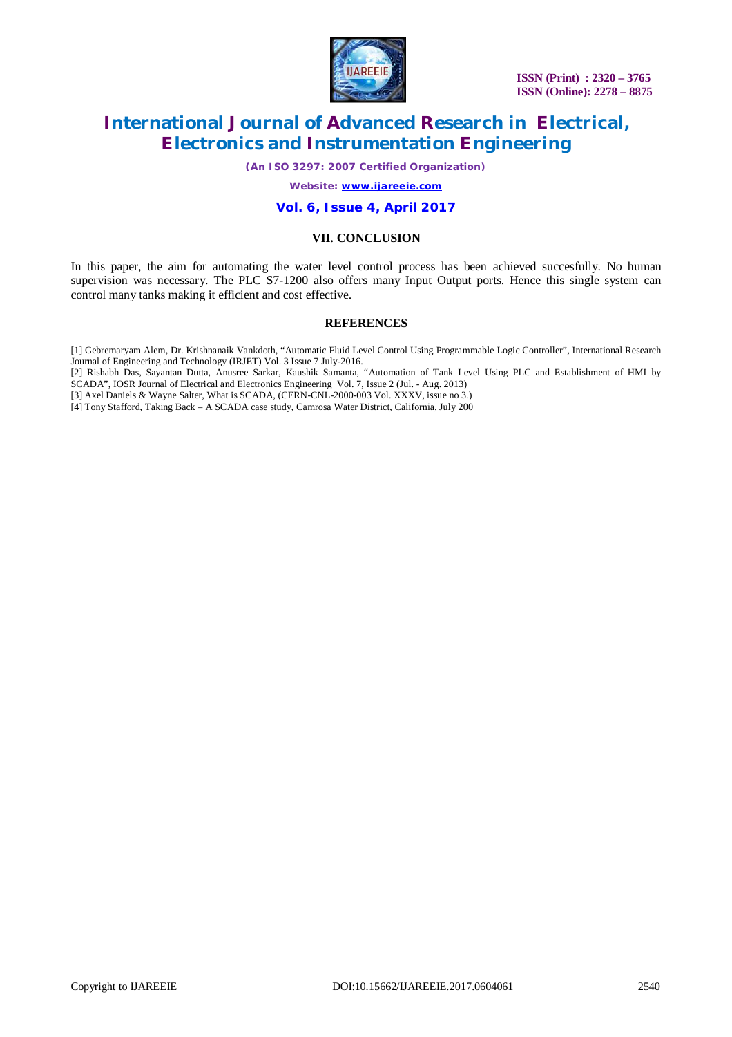## VII. CONCLUSION

In this paper, the aim for automating the water level control process has been achieved succesfully. No human supervision was necessary. The PLC S7-1200 also offers many Input Output ports. Hence this single system can control many tanks making it efficient and cost effective.

## REFERENCES

[1] Gebremaryam Alem, Dr. Krishnanaik Vankdoth, "Automatic Fluid Level Control Using Programmable Logic Controller", International Research Journal of Engineering and Technology (IRJET) Vol. 3 Issue 7 July-2016.

[2] Rishabh Das, Sayantan Dutta, Anusree Sarkar, Kaushik Samanta, "Automation of Tank Level Using PLC and Establishment of HMI by SCADA", IOSR Journal of Electrical and Electronics Engineering Vol. 7, Issue 2 (Jul. - Aug. 2013)

[3] Axel Daniels & Wayne Salter, What is SCADA, (CERN-CNL-2000-003 Vol. XXXV, issue no 3.)

[4] Tony Stafford, Taking Back – A SCADA case study, Camrosa Water District, California, July 200